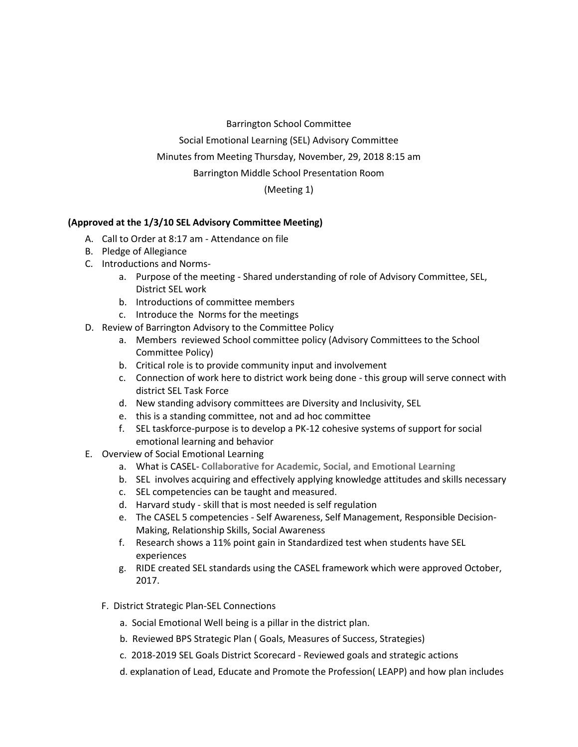Barrington School Committee

Social Emotional Learning (SEL) Advisory Committee

Minutes from Meeting Thursday, November, 29, 2018 8:15 am

Barrington Middle School Presentation Room

(Meeting 1)

**(Approved at the 1/3/10 SEL Advisory Committee Meeting)**

A. Call to Order at 8:17 am - Attendance on file
B. Pledge of Allegiance
C. Introductions and Norms-
   a. Purpose of the meeting - Shared understanding of role of Advisory Committee, SEL, District SEL work
   b. Introductions of committee members
   c. Introduce the Norms for the meetings
D. Review of Barrington Advisory to the Committee Policy
   a. Members reviewed School committee policy (Advisory Committees to the School Committee Policy)
   b. Critical role is to provide community input and involvement
   c. Connection of work here to district work being done - this group will serve connect with district SEL Task Force
   d. New standing advisory committees are Diversity and Inclusivity, SEL
   e. this is a standing committee, not and ad hoc committee
   f. SEL taskforce-purpose is to develop a PK-12 cohesive systems of support for social emotional learning and behavior
E. Overview of Social Emotional Learning
   a. What is CASEL- **Collaborative for Academic, Social, and Emotional Learning**
   b. SEL involves acquiring and effectively applying knowledge attitudes and skills necessary
   c. SEL competencies can be taught and measured.
   d. Harvard study - skill that is most needed is self regulation
   e. The CASEL 5 competencies - Self Awareness, Self Management, Responsible Decision-Making, Relationship Skills, Social Awareness
   f. Research shows a 11% point gain in Standardized test when students have SEL experiences
   g. RIDE created SEL standards using the CASEL framework which were approved October, 2017.

F. District Strategic Plan-SEL Connections
   a. Social Emotional Well being is a pillar in the district plan.
   b. Reviewed BPS Strategic Plan ( Goals, Measures of Success, Strategies)
   c. 2018-2019 SEL Goals District Scorecard - Reviewed goals and strategic actions
   d. explanation of Lead, Educate and Promote the Profession( LEAPP) and how plan includes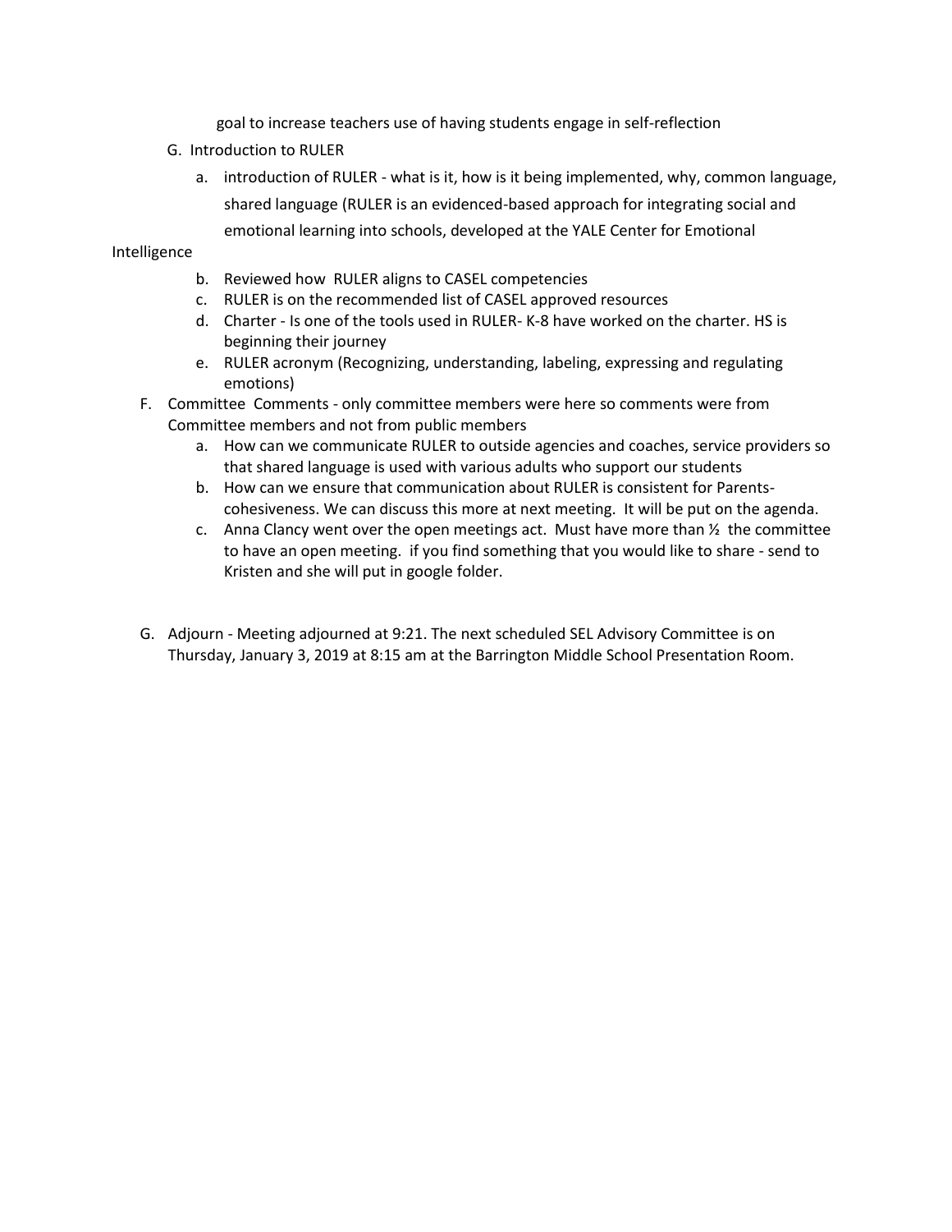goal to increase teachers use of having students engage in self-reflection

G. Introduction to RULER

   a. introduction of RULER - what is it, how is it being implemented, why, common language, shared language (RULER is an evidenced-based approach for integrating social and emotional learning into schools, developed at the YALE Center for Emotional Intelligence
   b. Reviewed how RULER aligns to CASEL competencies
   c. RULER is on the recommended list of CASEL approved resources
   d. Charter - Is one of the tools used in RULER- K-8 have worked on the charter. HS is beginning their journey
   e. RULER acronym (Recognizing, understanding, labeling, expressing and regulating emotions)

F. Committee Comments - only committee members were here so comments were from Committee members and not from public members

   a. How can we communicate RULER to outside agencies and coaches, service providers so that shared language is used with various adults who support our students
   b. How can we ensure that communication about RULER is consistent for Parents- cohesiveness. We can discuss this more at next meeting. It will be put on the agenda.
   c. Anna Clancy went over the open meetings act. Must have more than ½ the committee to have an open meeting. if you find something that you would like to share - send to Kristen and she will put in google folder.

G. Adjourn - Meeting adjourned at 9:21. The next scheduled SEL Advisory Committee is on Thursday, January 3, 2019 at 8:15 am at the Barrington Middle School Presentation Room.